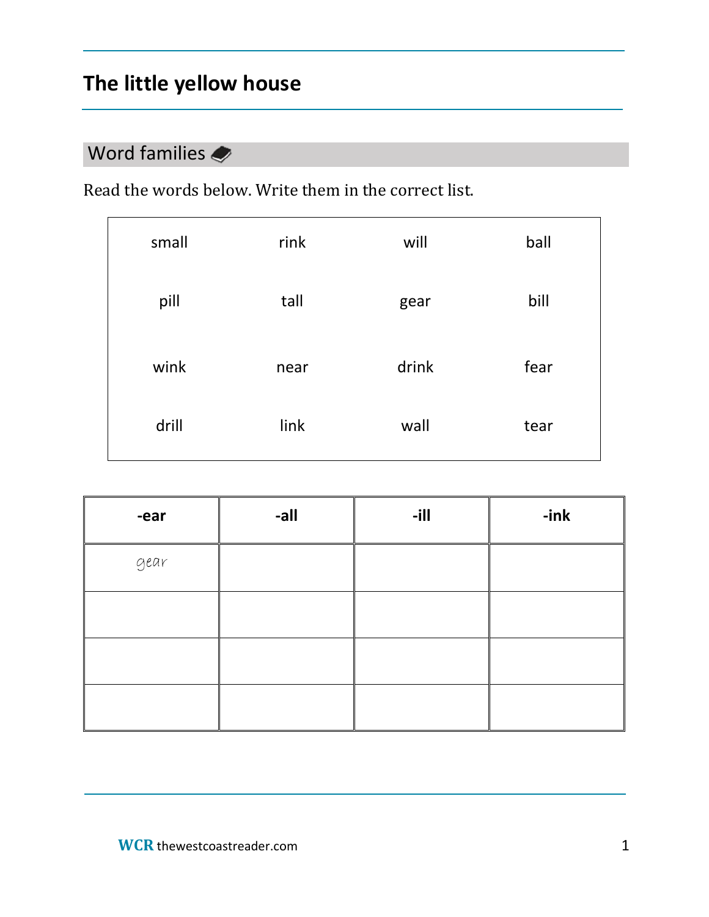# The little yellow house

## Word families

Read the words below. Write them in the correct list.

| | | | |
|---|---|---|---|
| small | rink | will | ball |
| pill | tall | gear | bill |
| wink | near | drink | fear |
| drill | link | wall | tear |

| -ear | -all | -ill | -ink |
|---|---|---|---|
| gear | | | |
| | | | |
| | | | |
| | | | |

WCR thewestcoastreader.com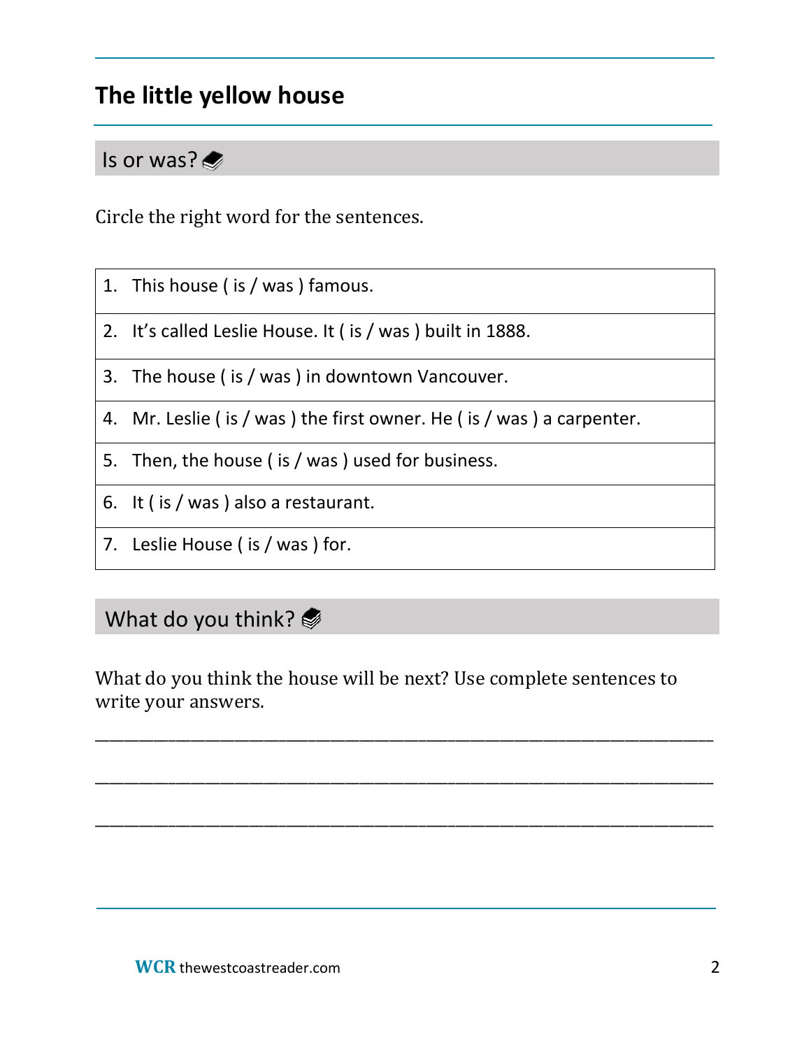# The little yellow house

## Is or was?

Circle the right word for the sentences.

| |
|---|
| 1. This house ( is / was ) famous. |
| 2. It's called Leslie House. It ( is / was ) built in 1888. |
| 3. The house ( is / was ) in downtown Vancouver. |
| 4. Mr. Leslie ( is / was ) the first owner. He ( is / was ) a carpenter. |
| 5. Then, the house ( is / was ) used for business. |
| 6. It ( is / was ) also a restaurant. |
| 7. Leslie House ( is / was ) for. |

## What do you think?

What do you think the house will be next? Use complete sentences to write your answers.

_______________________________________________________________________

_______________________________________________________________________

_______________________________________________________________________

**WCR** thewestcoastreader.com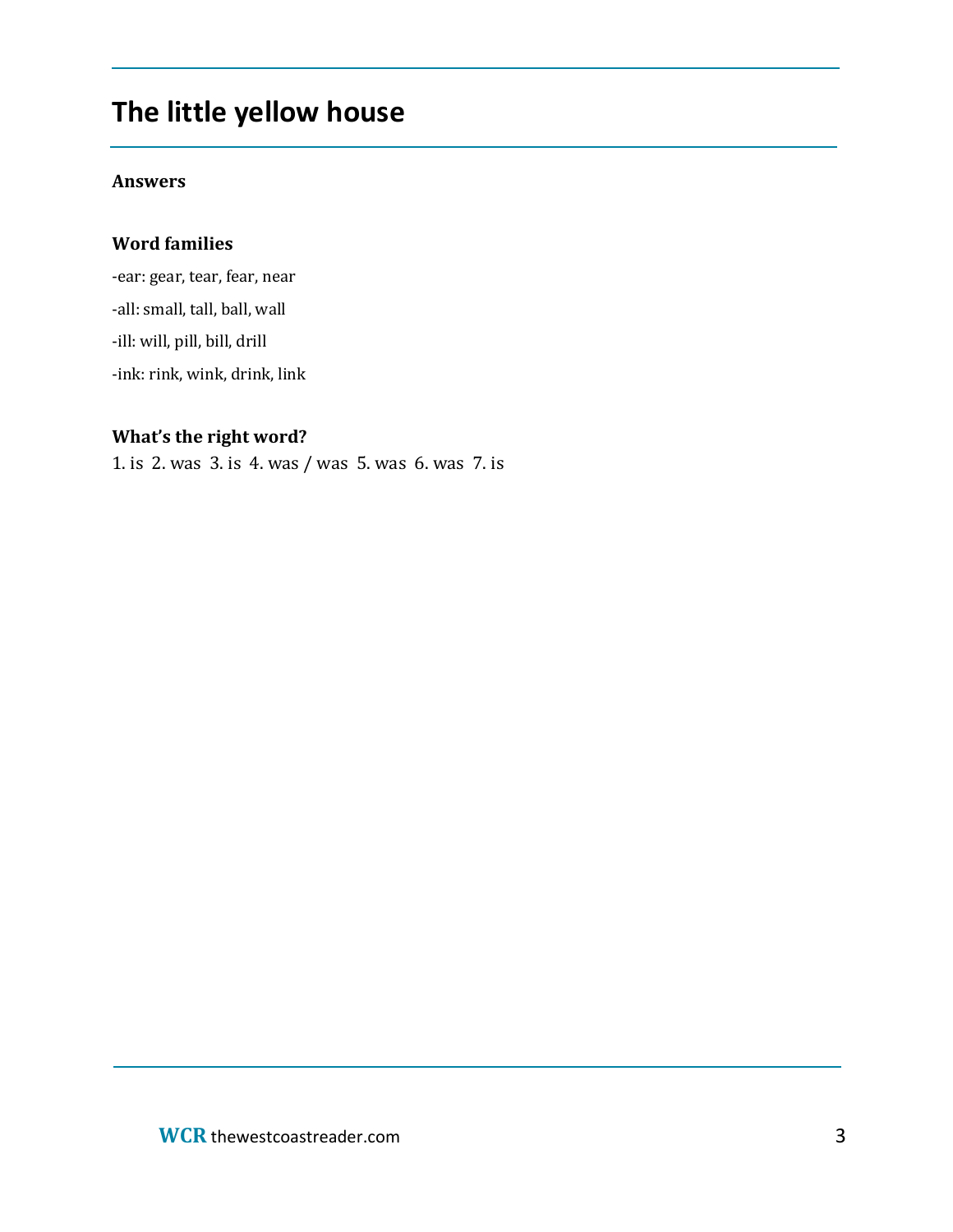# The little yellow house

**Answers**

### Word families

-ear: gear, tear, fear, near

-all: small, tall, ball, wall

-ill: will, pill, bill, drill

-ink: rink, wink, drink, link

### What's the right word?

1. is 2. was 3. is 4. was / was 5. was 6. was 7. is